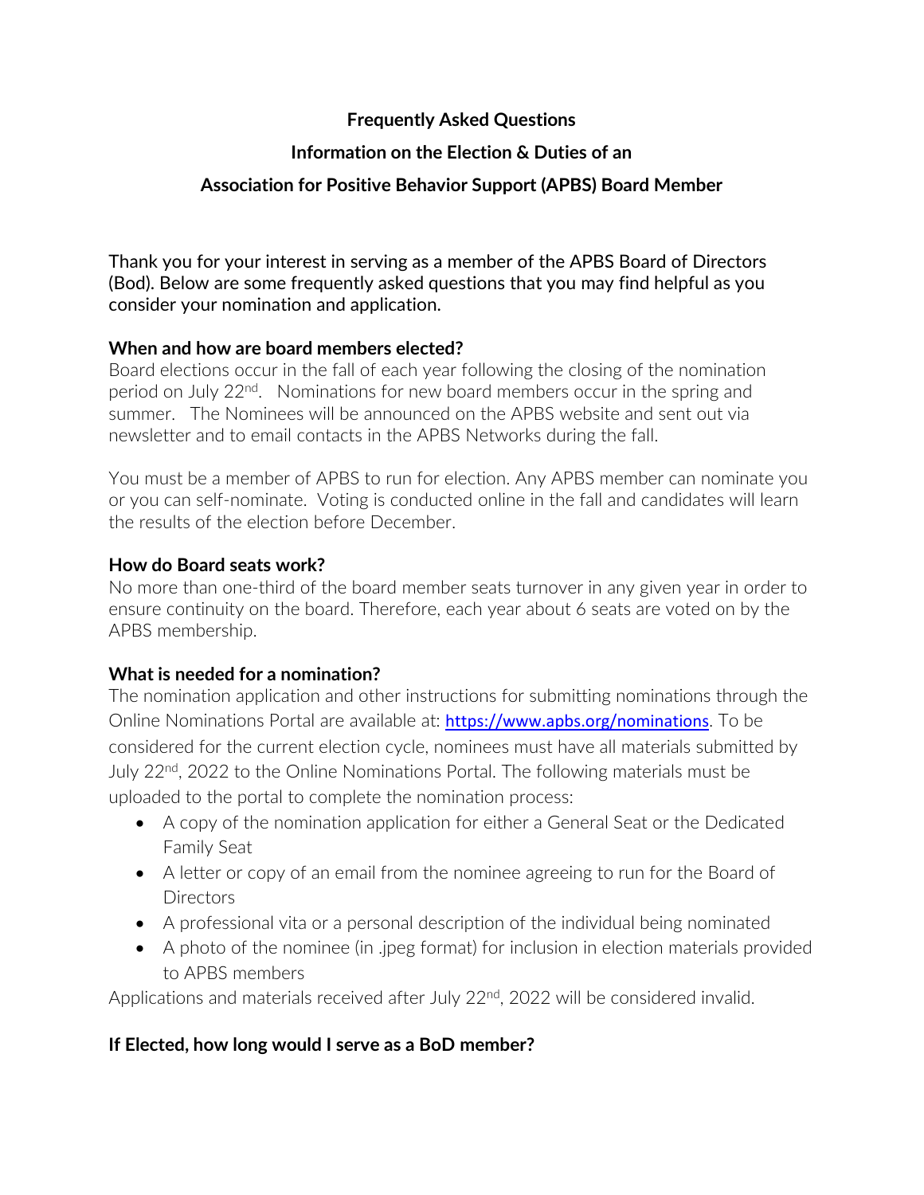# Frequently Asked Questions

## Information on the Election & Duties of an

## Association for Positive Behavior Support (APBS) Board Member

Thank you for your interest in serving as a member of the APBS Board of Directors (Bod). Below are some frequently asked questions that you may find helpful as you consider your nomination and application.

### When and how are board members elected?

Board elections occur in the fall of each year following the closing of the nomination period on July 22nd. Nominations for new board members occur in the spring and summer. The Nominees will be announced on the APBS website and sent out via newsletter and to email contacts in the APBS Networks during the fall.

You must be a member of APBS to run for election. Any APBS member can nominate you or you can self-nominate. Voting is conducted online in the fall and candidates will learn the results of the election before December.

### How do Board seats work?

No more than one-third of the board member seats turnover in any given year in order to ensure continuity on the board. Therefore, each year about 6 seats are voted on by the APBS membership.

### What is needed for a nomination?

The nomination application and other instructions for submitting nominations through the Online Nominations Portal are available at: https://www.apbs.org/nominations. To be considered for the current election cycle, nominees must have all materials submitted by July 22nd, 2022 to the Online Nominations Portal. The following materials must be uploaded to the portal to complete the nomination process:

- A copy of the nomination application for either a General Seat or the Dedicated Family Seat
- A letter or copy of an email from the nominee agreeing to run for the Board of Directors
- A professional vita or a personal description of the individual being nominated
- A photo of the nominee (in .jpeg format) for inclusion in election materials provided to APBS members

Applications and materials received after July 22nd, 2022 will be considered invalid.

### If Elected, how long would I serve as a BoD member?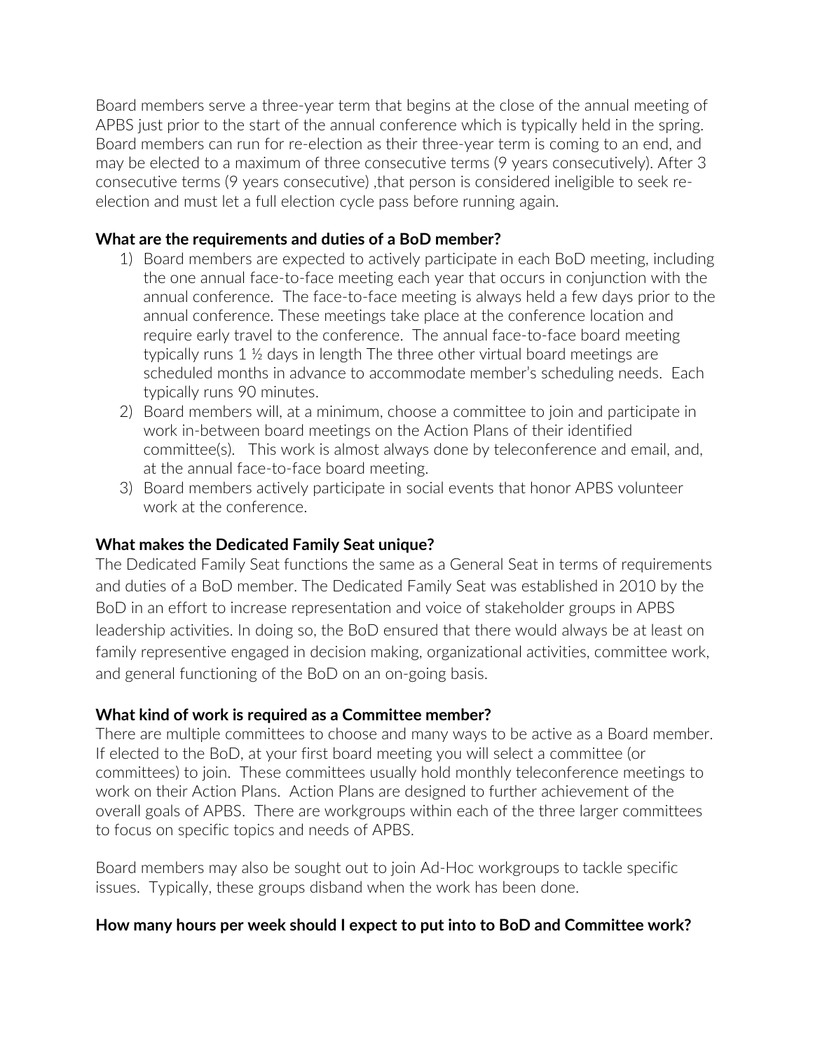Board members serve a three-year term that begins at the close of the annual meeting of APBS just prior to the start of the annual conference which is typically held in the spring. Board members can run for re-election as their three-year term is coming to an end, and may be elected to a maximum of three consecutive terms (9 years consecutively). After 3 consecutive terms (9 years consecutive) ,that person is considered ineligible to seek re-election and must let a full election cycle pass before running again.

**What are the requirements and duties of a BoD member?**

1) Board members are expected to actively participate in each BoD meeting, including the one annual face-to-face meeting each year that occurs in conjunction with the annual conference. The face-to-face meeting is always held a few days prior to the annual conference. These meetings take place at the conference location and require early travel to the conference. The annual face-to-face board meeting typically runs 1 ½ days in length The three other virtual board meetings are scheduled months in advance to accommodate member's scheduling needs. Each typically runs 90 minutes.
2) Board members will, at a minimum, choose a committee to join and participate in work in-between board meetings on the Action Plans of their identified committee(s). This work is almost always done by teleconference and email, and, at the annual face-to-face board meeting.
3) Board members actively participate in social events that honor APBS volunteer work at the conference.

**What makes the Dedicated Family Seat unique?**

The Dedicated Family Seat functions the same as a General Seat in terms of requirements and duties of a BoD member. The Dedicated Family Seat was established in 2010 by the BoD in an effort to increase representation and voice of stakeholder groups in APBS leadership activities. In doing so, the BoD ensured that there would always be at least on family represenitive engaged in decision making, organizational activities, committee work, and general functioning of the BoD on an on-going basis.

**What kind of work is required as a Committee member?**

There are multiple committees to choose and many ways to be active as a Board member. If elected to the BoD, at your first board meeting you will select a committee (or committees) to join. These committees usually hold monthly teleconference meetings to work on their Action Plans. Action Plans are designed to further achievement of the overall goals of APBS. There are workgroups within each of the three larger committees to focus on specific topics and needs of APBS.

Board members may also be sought out to join Ad-Hoc workgroups to tackle specific issues. Typically, these groups disband when the work has been done.

**How many hours per week should I expect to put into to BoD and Committee work?**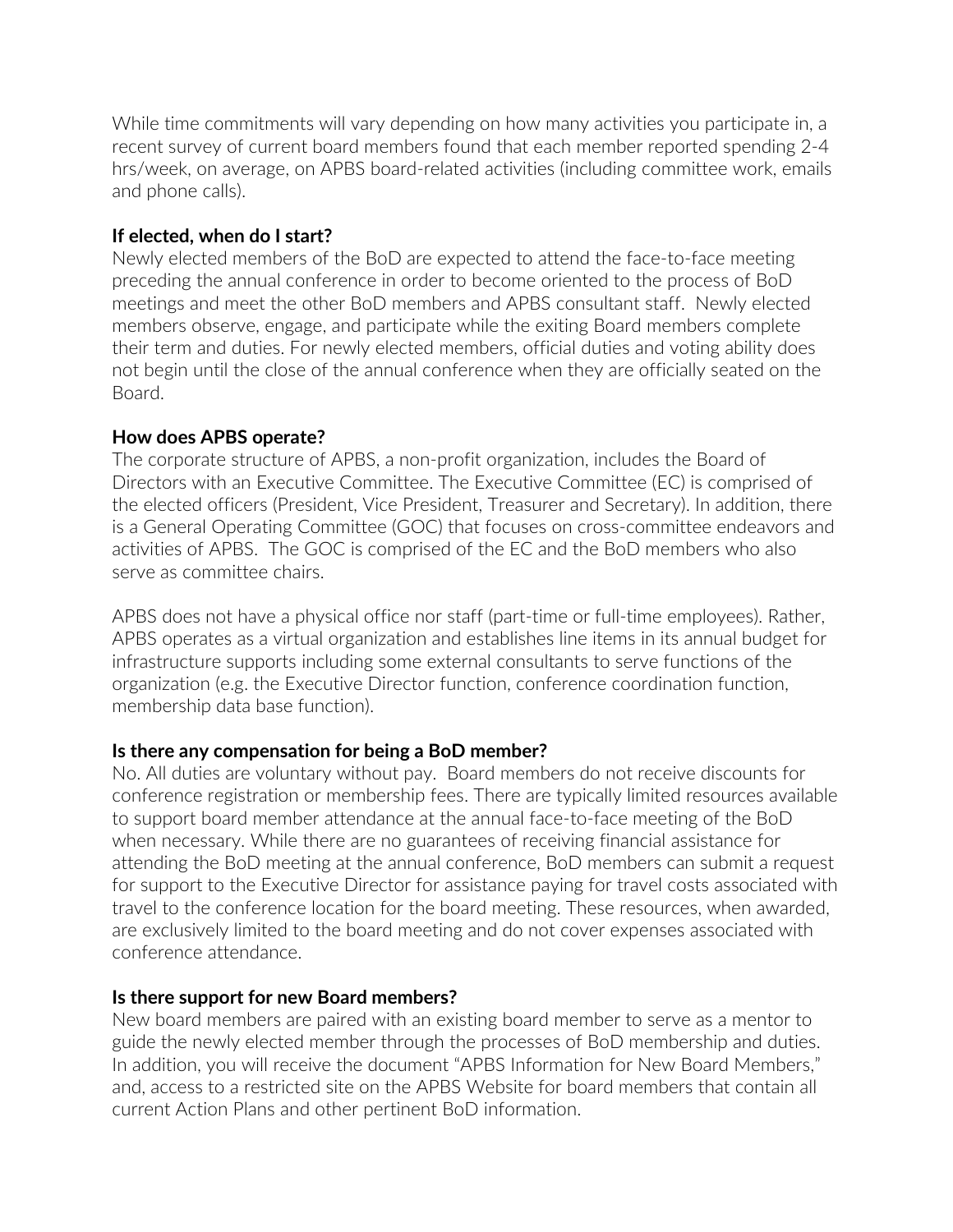While time commitments will vary depending on how many activities you participate in, a recent survey of current board members found that each member reported spending 2-4 hrs/week, on average, on APBS board-related activities (including committee work, emails and phone calls).

**If elected, when do I start?**

Newly elected members of the BoD are expected to attend the face-to-face meeting preceding the annual conference in order to become oriented to the process of BoD meetings and meet the other BoD members and APBS consultant staff. Newly elected members observe, engage, and participate while the exiting Board members complete their term and duties. For newly elected members, official duties and voting ability does not begin until the close of the annual conference when they are officially seated on the Board.

**How does APBS operate?**

The corporate structure of APBS, a non-profit organization, includes the Board of Directors with an Executive Committee. The Executive Committee (EC) is comprised of the elected officers (President, Vice President, Treasurer and Secretary). In addition, there is a General Operating Committee (GOC) that focuses on cross-committee endeavors and activities of APBS. The GOC is comprised of the EC and the BoD members who also serve as committee chairs.

APBS does not have a physical office nor staff (part-time or full-time employees). Rather, APBS operates as a virtual organization and establishes line items in its annual budget for infrastructure supports including some external consultants to serve functions of the organization (e.g. the Executive Director function, conference coordination function, membership data base function).

**Is there any compensation for being a BoD member?**

No. All duties are voluntary without pay. Board members do not receive discounts for conference registration or membership fees. There are typically limited resources available to support board member attendance at the annual face-to-face meeting of the BoD when necessary. While there are no guarantees of receiving financial assistance for attending the BoD meeting at the annual conference, BoD members can submit a request for support to the Executive Director for assistance paying for travel costs associated with travel to the conference location for the board meeting. These resources, when awarded, are exclusively limited to the board meeting and do not cover expenses associated with conference attendance.

**Is there support for new Board members?**

New board members are paired with an existing board member to serve as a mentor to guide the newly elected member through the processes of BoD membership and duties. In addition, you will receive the document "APBS Information for New Board Members," and, access to a restricted site on the APBS Website for board members that contain all current Action Plans and other pertinent BoD information.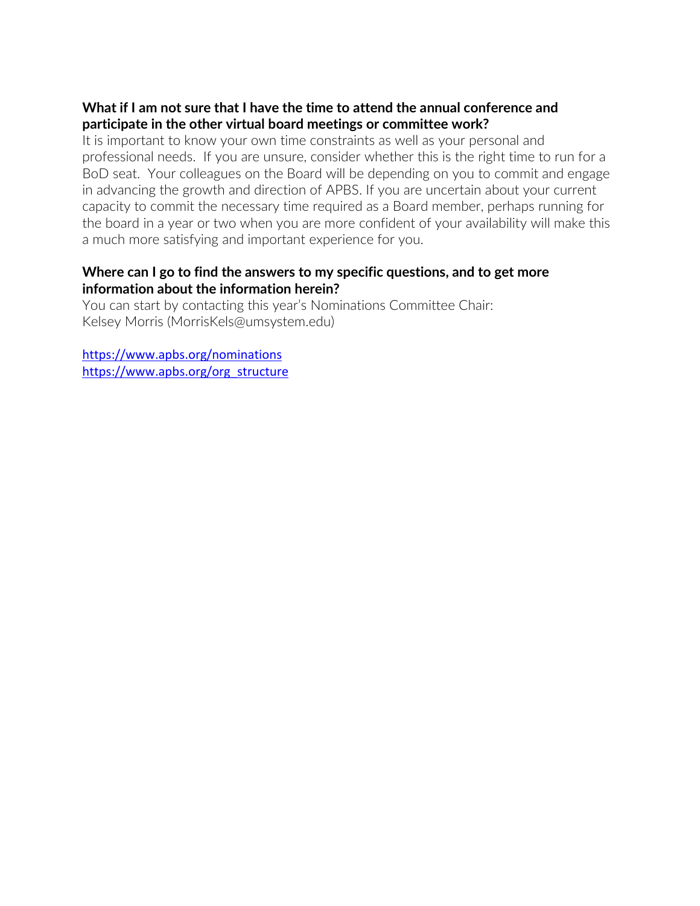**What if I am not sure that I have the time to attend the annual conference and participate in the other virtual board meetings or committee work?**

It is important to know your own time constraints as well as your personal and professional needs. If you are unsure, consider whether this is the right time to run for a BoD seat. Your colleagues on the Board will be depending on you to commit and engage in advancing the growth and direction of APBS. If you are uncertain about your current capacity to commit the necessary time required as a Board member, perhaps running for the board in a year or two when you are more confident of your availability will make this a much more satisfying and important experience for you.

**Where can I go to find the answers to my specific questions, and to get more information about the information herein?**

You can start by contacting this year's Nominations Committee Chair:
Kelsey Morris (MorrisKels@umsystem.edu)

https://www.apbs.org/nominations
https://www.apbs.org/org_structure